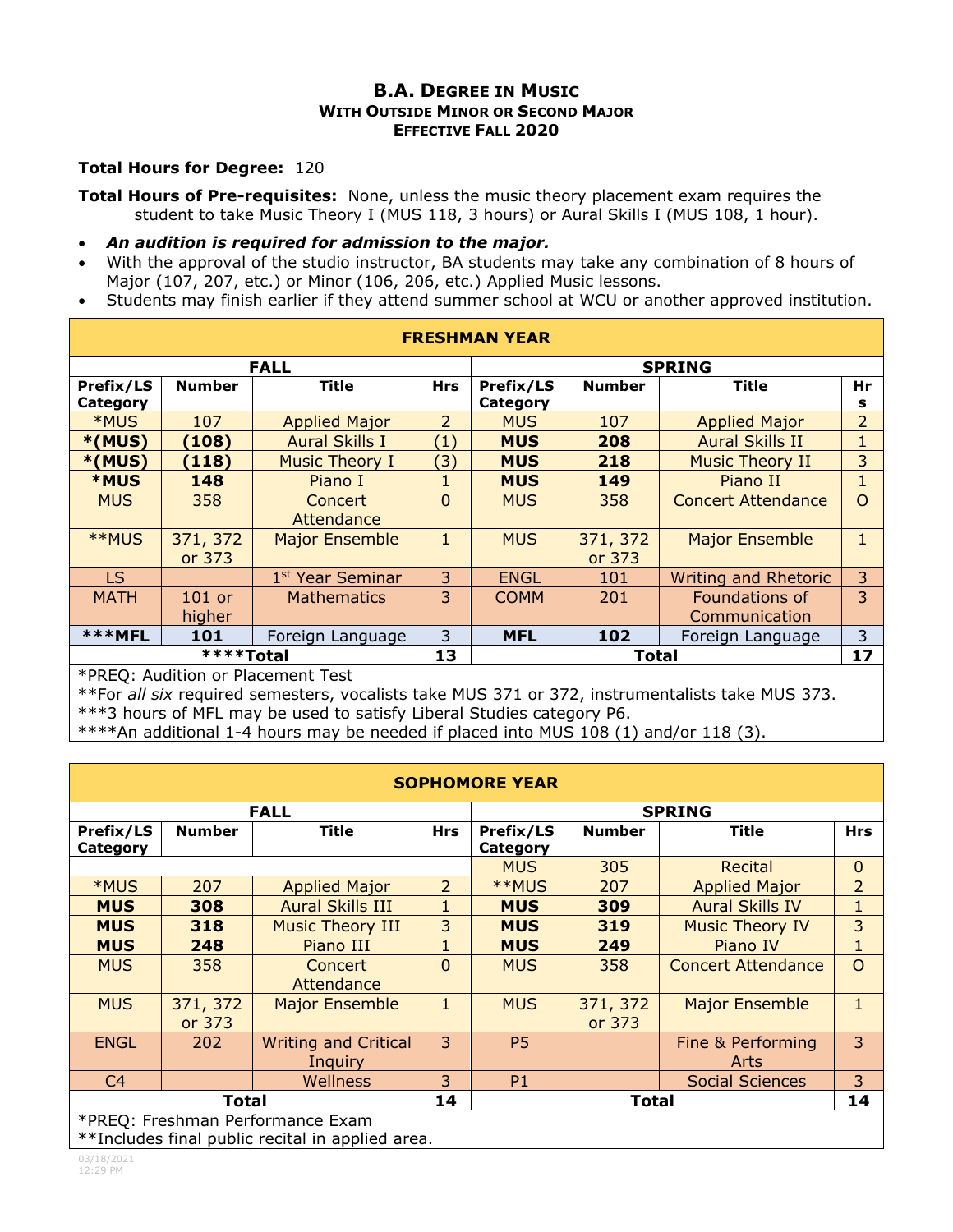# B.A. Degree in Music

## With Outside Minor or Second Major

## Effective Fall 2020

**Total Hours for Degree:** 120

**Total Hours of Pre-requisites:** None, unless the music theory placement exam requires the student to take Music Theory I (MUS 118, 3 hours) or Aural Skills I (MUS 108, 1 hour).

- ***An audition is required for admission to the major.***
- With the approval of the studio instructor, BA students may take any combination of 8 hours of Major (107, 207, etc.) or Minor (106, 206, etc.) Applied Music lessons.
- Students may finish earlier if they attend summer school at WCU or another approved institution.

| FRESHMAN YEAR | | | | | | | |
|---|---|---|---|---|---|---|---|
| **FALL** | | | | **SPRING** | | | |
| **Prefix/LS Category** | **Number** | **Title** | **Hrs** | **Prefix/LS Category** | **Number** | **Title** | **Hrs** |
| *MUS | 107 | Applied Major | 2 | MUS | 107 | Applied Major | 2 |
| ***(MUS)** | **(108)** | Aural Skills I | (1) | **MUS** | **208** | Aural Skills II | 1 |
| ***(MUS)** | **(118)** | Music Theory I | (3) | **MUS** | **218** | Music Theory II | 3 |
| ***MUS** | **148** | Piano I | 1 | **MUS** | **149** | Piano II | 1 |
| MUS | 358 | Concert Attendance | 0 | MUS | 358 | Concert Attendance | O |
| **MUS | 371, 372 or 373 | Major Ensemble | 1 | MUS | 371, 372 or 373 | Major Ensemble | 1 |
| LS | | 1st Year Seminar | 3 | ENGL | 101 | Writing and Rhetoric | 3 |
| MATH | 101 or higher | Mathematics | 3 | COMM | 201 | Foundations of Communication | 3 |
| *****MFL** | **101** | Foreign Language | 3 | **MFL** | **102** | Foreign Language | 3 |
| ****Total | | | 13 | Total | | | 17 |

*PREQ: Audition or Placement Test
**For *all six* required semesters, vocalists take MUS 371 or 372, instrumentalists take MUS 373.
***3 hours of MFL may be used to satisfy Liberal Studies category P6.
****An additional 1-4 hours may be needed if placed into MUS 108 (1) and/or 118 (3).

| SOPHOMORE YEAR | | | | | | | |
|---|---|---|---|---|---|---|---|
| **FALL** | | | | **SPRING** | | | |
| **Prefix/LS Category** | **Number** | **Title** | **Hrs** | **Prefix/LS Category** | **Number** | **Title** | **Hrs** |
| | | | | MUS | 305 | Recital | 0 |
| *MUS | 207 | Applied Major | 2 | **MUS | 207 | Applied Major | 2 |
| **MUS** | **308** | Aural Skills III | 1 | **MUS** | **309** | Aural Skills IV | 1 |
| **MUS** | **318** | Music Theory III | 3 | **MUS** | **319** | Music Theory IV | 3 |
| **MUS** | **248** | Piano III | 1 | **MUS** | **249** | Piano IV | 1 |
| MUS | 358 | Concert Attendance | 0 | MUS | 358 | Concert Attendance | O |
| MUS | 371, 372 or 373 | Major Ensemble | 1 | MUS | 371, 372 or 373 | Major Ensemble | 1 |
| ENGL | 202 | Writing and Critical Inquiry | 3 | P5 | | Fine & Performing Arts | 3 |
| C4 | | Wellness | 3 | P1 | | Social Sciences | 3 |
| Total | | | 14 | Total | | | 14 |

*PREQ: Freshman Performance Exam
**Includes final public recital in applied area.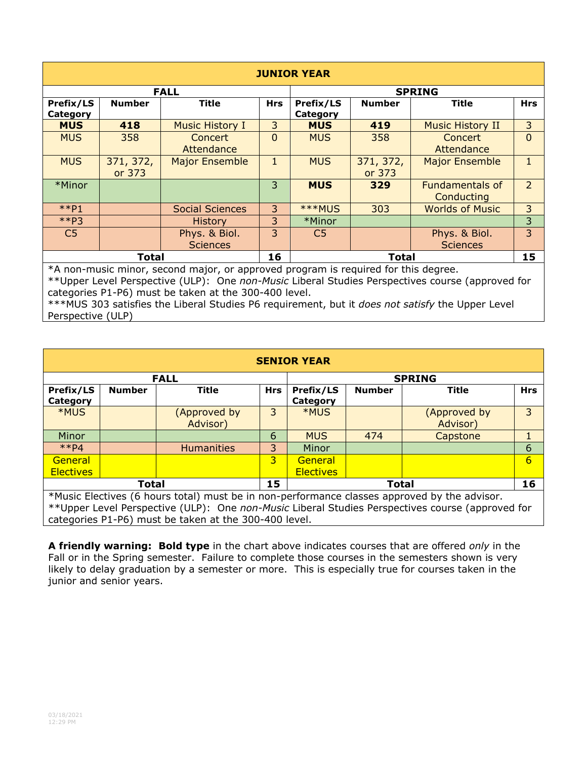| JUNIOR YEAR | | | | | | | |
|---|---|---|---|---|---|---|---|
| **FALL** | | | | **SPRING** | | | |
| **Prefix/LS Category** | **Number** | **Title** | **Hrs** | **Prefix/LS Category** | **Number** | **Title** | **Hrs** |
| **MUS** | **418** | Music History I | 3 | **MUS** | **419** | Music History II | 3 |
| MUS | 358 | Concert Attendance | 0 | MUS | 358 | Concert Attendance | 0 |
| MUS | 371, 372, or 373 | Major Ensemble | 1 | MUS | 371, 372, or 373 | Major Ensemble | 1 |
| *Minor | | | 3 | **MUS** | **329** | Fundamentals of Conducting | 2 |
| **P1 | | Social Sciences | 3 | ***MUS | 303 | Worlds of Music | 3 |
| **P3 | | History | 3 | *Minor | | | 3 |
| C5 | | Phys. & Biol. Sciences | 3 | C5 | | Phys. & Biol. Sciences | 3 |
| **Total** | | | **16** | **Total** | | | **15** |

*A non-music minor, second major, or approved program is required for this degree.
**Upper Level Perspective (ULP): One *non-Music* Liberal Studies Perspectives course (approved for categories P1-P6) must be taken at the 300-400 level.
***MUS 303 satisfies the Liberal Studies P6 requirement, but it *does not satisfy* the Upper Level Perspective (ULP)

| SENIOR YEAR | | | | | | | |
|---|---|---|---|---|---|---|---|
| **FALL** | | | | **SPRING** | | | |
| **Prefix/LS Category** | **Number** | **Title** | **Hrs** | **Prefix/LS Category** | **Number** | **Title** | **Hrs** |
| *MUS | | (Approved by Advisor) | 3 | *MUS | | (Approved by Advisor) | 3 |
| Minor | | | 6 | MUS | 474 | Capstone | 1 |
| **P4 | | Humanities | 3 | Minor | | | 6 |
| General Electives | | | 3 | General Electives | | | 6 |
| **Total** | | | **15** | **Total** | | | **16** |

*Music Electives (6 hours total) must be in non-performance classes approved by the advisor.
**Upper Level Perspective (ULP): One *non-Music* Liberal Studies Perspectives course (approved for categories P1-P6) must be taken at the 300-400 level.

**A friendly warning: Bold type** in the chart above indicates courses that are offered *only* in the Fall or in the Spring semester. Failure to complete those courses in the semesters shown is very likely to delay graduation by a semester or more. This is especially true for courses taken in the junior and senior years.

03/18/2021
12:29 PM